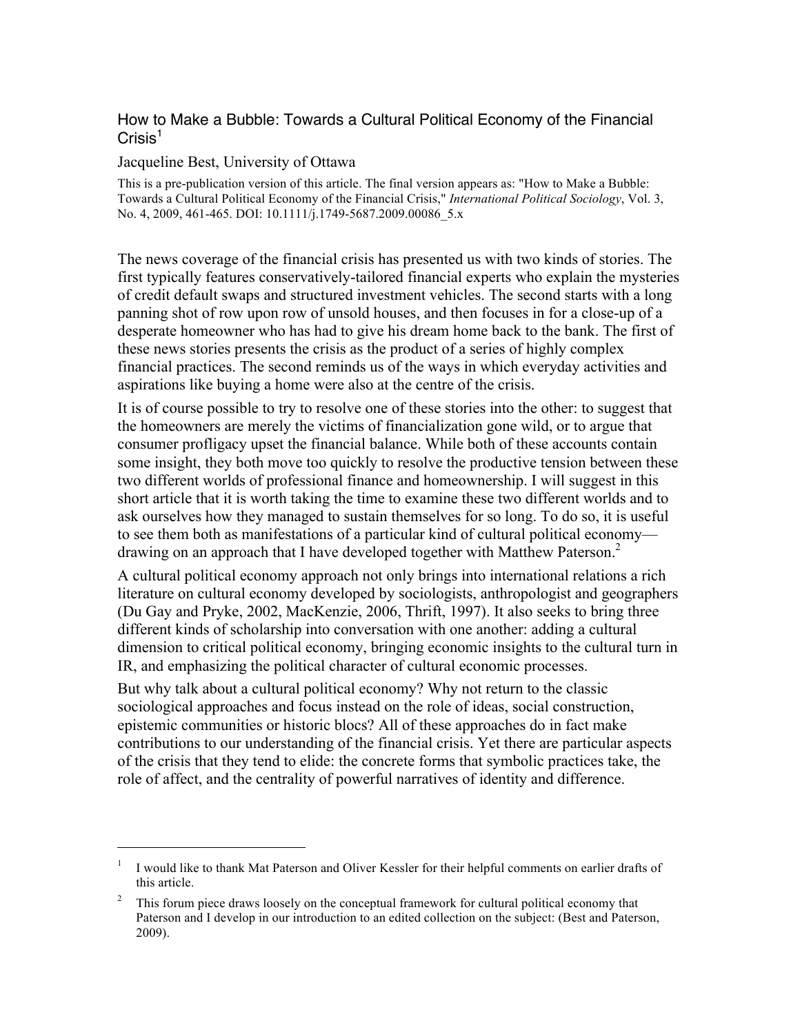# How to Make a Bubble: Towards a Cultural Political Economy of the Financial Crisis[1]

Jacqueline Best, University of Ottawa

This is a pre-publication version of this article. The final version appears as: "How to Make a Bubble: Towards a Cultural Political Economy of the Financial Crisis," *International Political Sociology*, Vol. 3, No. 4, 2009, 461-465. DOI: 10.1111/j.1749-5687.2009.00086_5.x

The news coverage of the financial crisis has presented us with two kinds of stories. The first typically features conservatively-tailored financial experts who explain the mysteries of credit default swaps and structured investment vehicles. The second starts with a long panning shot of row upon row of unsold houses, and then focuses in for a close-up of a desperate homeowner who has had to give his dream home back to the bank. The first of these news stories presents the crisis as the product of a series of highly complex financial practices. The second reminds us of the ways in which everyday activities and aspirations like buying a home were also at the centre of the crisis.

It is of course possible to try to resolve one of these stories into the other: to suggest that the homeowners are merely the victims of financialization gone wild, or to argue that consumer profligacy upset the financial balance. While both of these accounts contain some insight, they both move too quickly to resolve the productive tension between these two different worlds of professional finance and homeownership. I will suggest in this short article that it is worth taking the time to examine these two different worlds and to ask ourselves how they managed to sustain themselves for so long. To do so, it is useful to see them both as manifestations of a particular kind of cultural political economy—drawing on an approach that I have developed together with Matthew Paterson.[2]

A cultural political economy approach not only brings into international relations a rich literature on cultural economy developed by sociologists, anthropologist and geographers (Du Gay and Pryke, 2002, MacKenzie, 2006, Thrift, 1997). It also seeks to bring three different kinds of scholarship into conversation with one another: adding a cultural dimension to critical political economy, bringing economic insights to the cultural turn in IR, and emphasizing the political character of cultural economic processes.

But why talk about a cultural political economy? Why not return to the classic sociological approaches and focus instead on the role of ideas, social construction, epistemic communities or historic blocs? All of these approaches do in fact make contributions to our understanding of the financial crisis. Yet there are particular aspects of the crisis that they tend to elide: the concrete forms that symbolic practices take, the role of affect, and the centrality of powerful narratives of identity and difference.

---

[1] I would like to thank Mat Paterson and Oliver Kessler for their helpful comments on earlier drafts of this article.

[2] This forum piece draws loosely on the conceptual framework for cultural political economy that Paterson and I develop in our introduction to an edited collection on the subject: (Best and Paterson, 2009).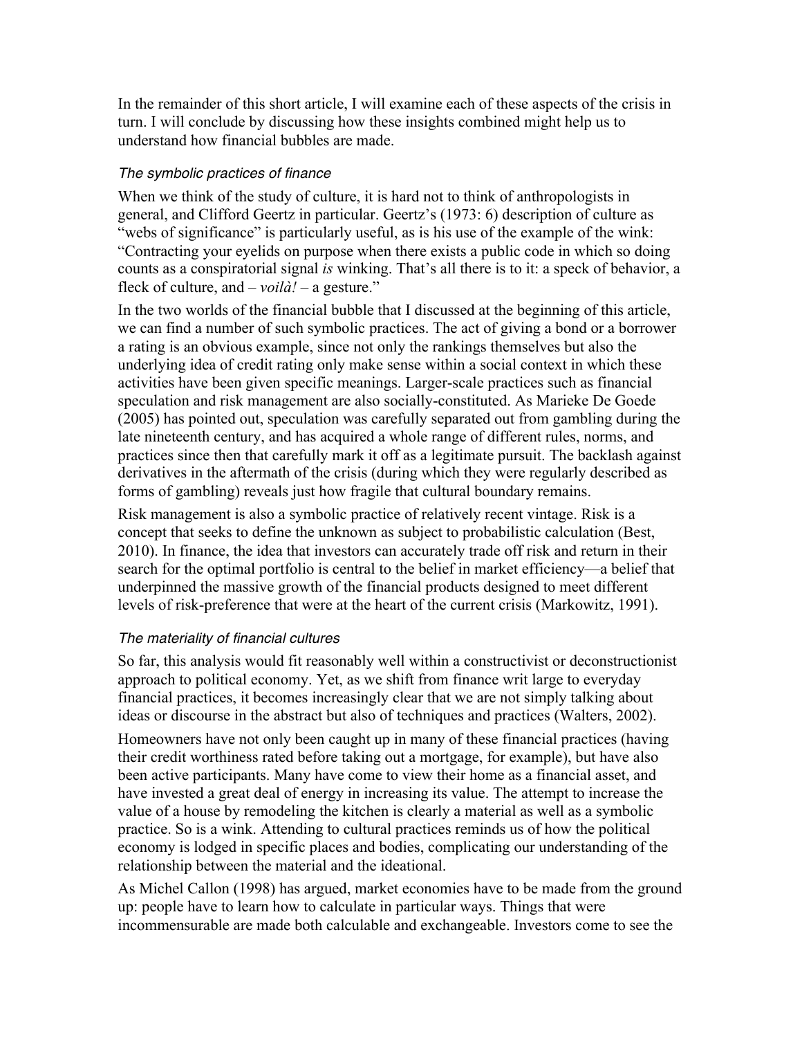In the remainder of this short article, I will examine each of these aspects of the crisis in turn. I will conclude by discussing how these insights combined might help us to understand how financial bubbles are made.

### *The symbolic practices of finance*

When we think of the study of culture, it is hard not to think of anthropologists in general, and Clifford Geertz in particular. Geertz's (1973: 6) description of culture as "webs of significance" is particularly useful, as is his use of the example of the wink: "Contracting your eyelids on purpose when there exists a public code in which so doing counts as a conspiratorial signal *is* winking. That's all there is to it: a speck of behavior, a fleck of culture, and – *voilà!* – a gesture."

In the two worlds of the financial bubble that I discussed at the beginning of this article, we can find a number of such symbolic practices. The act of giving a bond or a borrower a rating is an obvious example, since not only the rankings themselves but also the underlying idea of credit rating only make sense within a social context in which these activities have been given specific meanings. Larger-scale practices such as financial speculation and risk management are also socially-constituted. As Marieke De Goede (2005) has pointed out, speculation was carefully separated out from gambling during the late nineteenth century, and has acquired a whole range of different rules, norms, and practices since then that carefully mark it off as a legitimate pursuit. The backlash against derivatives in the aftermath of the crisis (during which they were regularly described as forms of gambling) reveals just how fragile that cultural boundary remains.

Risk management is also a symbolic practice of relatively recent vintage. Risk is a concept that seeks to define the unknown as subject to probabilistic calculation (Best, 2010). In finance, the idea that investors can accurately trade off risk and return in their search for the optimal portfolio is central to the belief in market efficiency—a belief that underpinned the massive growth of the financial products designed to meet different levels of risk-preference that were at the heart of the current crisis (Markowitz, 1991).

### *The materiality of financial cultures*

So far, this analysis would fit reasonably well within a constructivist or deconstructionist approach to political economy. Yet, as we shift from finance writ large to everyday financial practices, it becomes increasingly clear that we are not simply talking about ideas or discourse in the abstract but also of techniques and practices (Walters, 2002).

Homeowners have not only been caught up in many of these financial practices (having their credit worthiness rated before taking out a mortgage, for example), but have also been active participants. Many have come to view their home as a financial asset, and have invested a great deal of energy in increasing its value. The attempt to increase the value of a house by remodeling the kitchen is clearly a material as well as a symbolic practice. So is a wink. Attending to cultural practices reminds us of how the political economy is lodged in specific places and bodies, complicating our understanding of the relationship between the material and the ideational.

As Michel Callon (1998) has argued, market economies have to be made from the ground up: people have to learn how to calculate in particular ways. Things that were incommensurable are made both calculable and exchangeable. Investors come to see the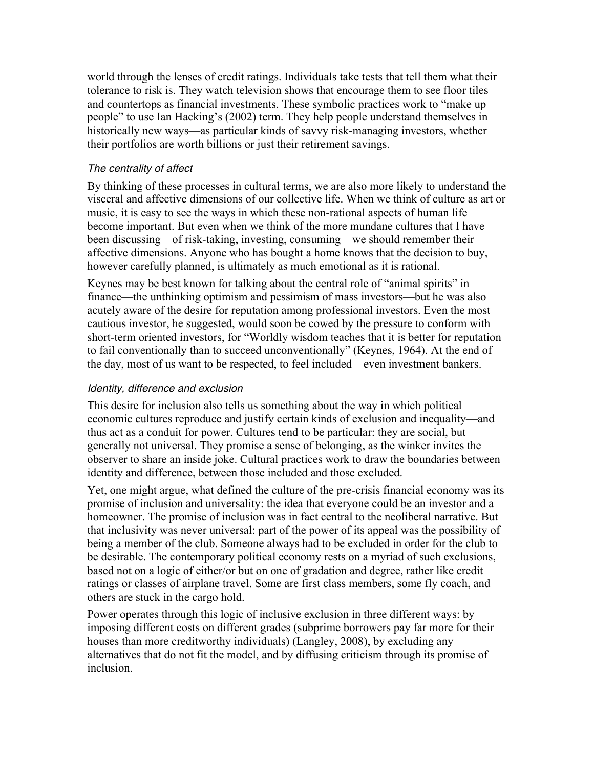world through the lenses of credit ratings. Individuals take tests that tell them what their tolerance to risk is. They watch television shows that encourage them to see floor tiles and countertops as financial investments. These symbolic practices work to "make up people" to use Ian Hacking's (2002) term. They help people understand themselves in historically new ways—as particular kinds of savvy risk-managing investors, whether their portfolios are worth billions or just their retirement savings.

### *The centrality of affect*

By thinking of these processes in cultural terms, we are also more likely to understand the visceral and affective dimensions of our collective life. When we think of culture as art or music, it is easy to see the ways in which these non-rational aspects of human life become important. But even when we think of the more mundane cultures that I have been discussing—of risk-taking, investing, consuming—we should remember their affective dimensions. Anyone who has bought a home knows that the decision to buy, however carefully planned, is ultimately as much emotional as it is rational.

Keynes may be best known for talking about the central role of "animal spirits" in finance—the unthinking optimism and pessimism of mass investors—but he was also acutely aware of the desire for reputation among professional investors. Even the most cautious investor, he suggested, would soon be cowed by the pressure to conform with short-term oriented investors, for "Worldly wisdom teaches that it is better for reputation to fail conventionally than to succeed unconventionally" (Keynes, 1964). At the end of the day, most of us want to be respected, to feel included—even investment bankers.

### *Identity, difference and exclusion*

This desire for inclusion also tells us something about the way in which political economic cultures reproduce and justify certain kinds of exclusion and inequality—and thus act as a conduit for power. Cultures tend to be particular: they are social, but generally not universal. They promise a sense of belonging, as the winker invites the observer to share an inside joke. Cultural practices work to draw the boundaries between identity and difference, between those included and those excluded.

Yet, one might argue, what defined the culture of the pre-crisis financial economy was its promise of inclusion and universality: the idea that everyone could be an investor and a homeowner. The promise of inclusion was in fact central to the neoliberal narrative. But that inclusivity was never universal: part of the power of its appeal was the possibility of being a member of the club. Someone always had to be excluded in order for the club to be desirable. The contemporary political economy rests on a myriad of such exclusions, based not on a logic of either/or but on one of gradation and degree, rather like credit ratings or classes of airplane travel. Some are first class members, some fly coach, and others are stuck in the cargo hold.

Power operates through this logic of inclusive exclusion in three different ways: by imposing different costs on different grades (subprime borrowers pay far more for their houses than more creditworthy individuals) (Langley, 2008), by excluding any alternatives that do not fit the model, and by diffusing criticism through its promise of inclusion.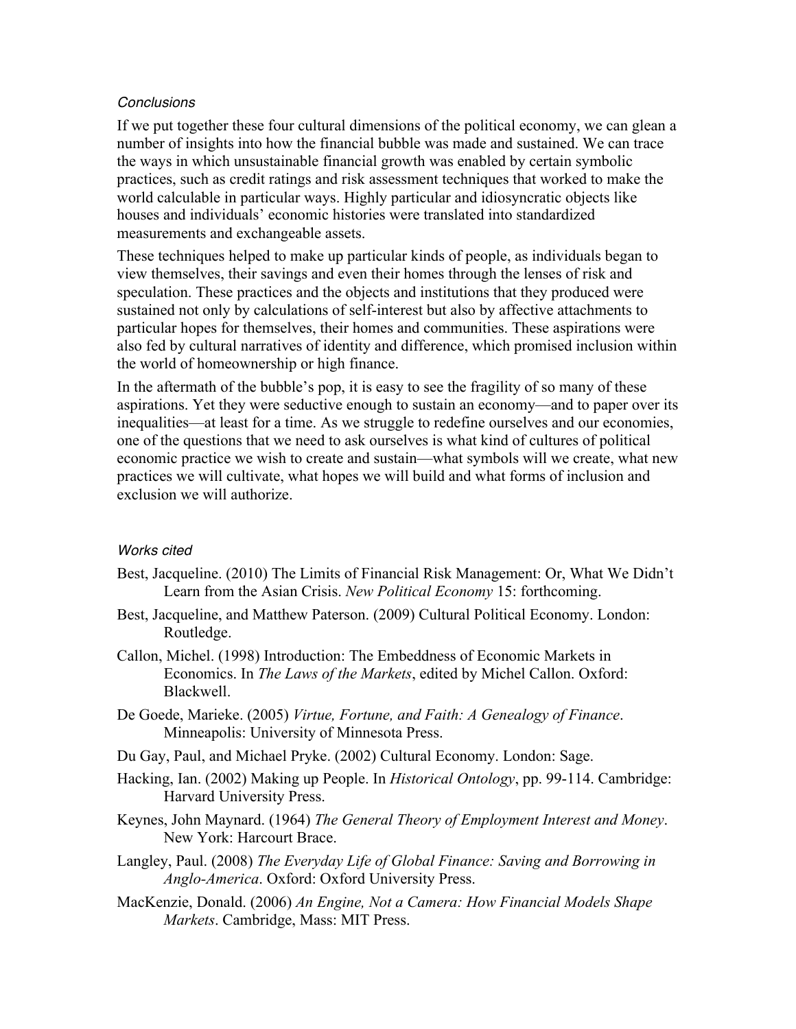### *Conclusions*

If we put together these four cultural dimensions of the political economy, we can glean a number of insights into how the financial bubble was made and sustained. We can trace the ways in which unsustainable financial growth was enabled by certain symbolic practices, such as credit ratings and risk assessment techniques that worked to make the world calculable in particular ways. Highly particular and idiosyncratic objects like houses and individuals' economic histories were translated into standardized measurements and exchangeable assets.

These techniques helped to make up particular kinds of people, as individuals began to view themselves, their savings and even their homes through the lenses of risk and speculation. These practices and the objects and institutions that they produced were sustained not only by calculations of self-interest but also by affective attachments to particular hopes for themselves, their homes and communities. These aspirations were also fed by cultural narratives of identity and difference, which promised inclusion within the world of homeownership or high finance.

In the aftermath of the bubble's pop, it is easy to see the fragility of so many of these aspirations. Yet they were seductive enough to sustain an economy—and to paper over its inequalities—at least for a time. As we struggle to redefine ourselves and our economies, one of the questions that we need to ask ourselves is what kind of cultures of political economic practice we wish to create and sustain—what symbols will we create, what new practices we will cultivate, what hopes we will build and what forms of inclusion and exclusion we will authorize.

### *Works cited*

Best, Jacqueline. (2010) The Limits of Financial Risk Management: Or, What We Didn't Learn from the Asian Crisis. *New Political Economy* 15: forthcoming.

Best, Jacqueline, and Matthew Paterson. (2009) Cultural Political Economy. London: Routledge.

Callon, Michel. (1998) Introduction: The Embeddness of Economic Markets in Economics. In *The Laws of the Markets*, edited by Michel Callon. Oxford: Blackwell.

De Goede, Marieke. (2005) *Virtue, Fortune, and Faith: A Genealogy of Finance*. Minneapolis: University of Minnesota Press.

Du Gay, Paul, and Michael Pryke. (2002) Cultural Economy. London: Sage.

Hacking, Ian. (2002) Making up People. In *Historical Ontology*, pp. 99-114. Cambridge: Harvard University Press.

Keynes, John Maynard. (1964) *The General Theory of Employment Interest and Money*. New York: Harcourt Brace.

Langley, Paul. (2008) *The Everyday Life of Global Finance: Saving and Borrowing in Anglo-America*. Oxford: Oxford University Press.

MacKenzie, Donald. (2006) *An Engine, Not a Camera: How Financial Models Shape Markets*. Cambridge, Mass: MIT Press.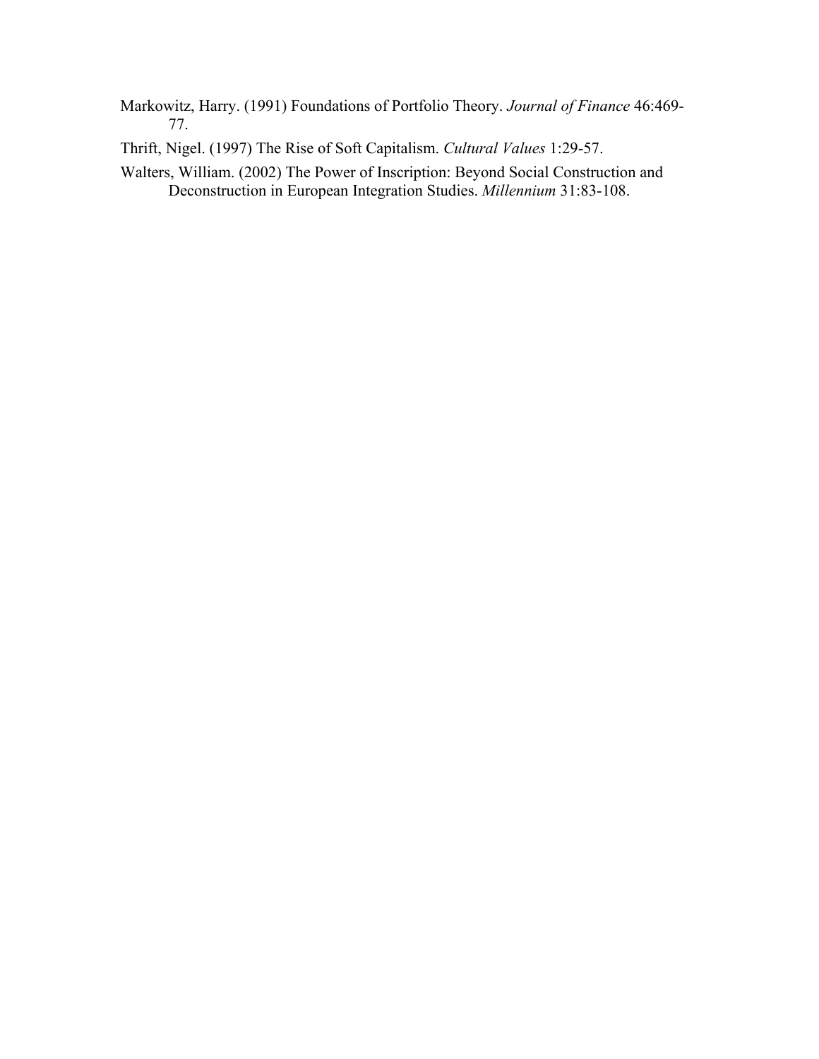Markowitz, Harry. (1991) Foundations of Portfolio Theory. *Journal of Finance* 46:469-77.

Thrift, Nigel. (1997) The Rise of Soft Capitalism. *Cultural Values* 1:29-57.

Walters, William. (2002) The Power of Inscription: Beyond Social Construction and Deconstruction in European Integration Studies. *Millennium* 31:83-108.